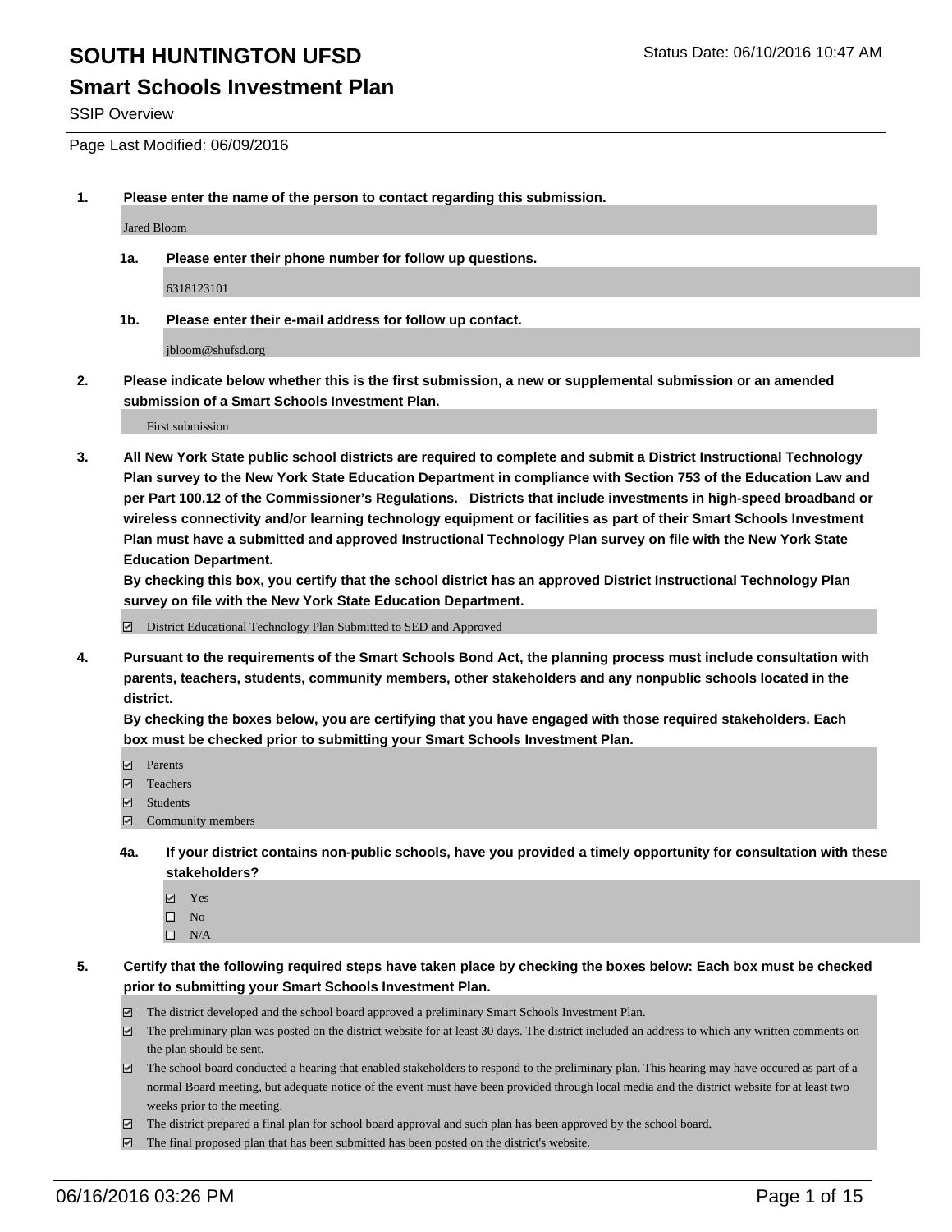# SOUTH HUNTINGTON UFSD

Status Date: 06/10/2016 10:47 AM

## Smart Schools Investment Plan

SSIP Overview

Page Last Modified: 06/09/2016

**1. Please enter the name of the person to contact regarding this submission.**

Jared Bloom

**1a. Please enter their phone number for follow up questions.**

6318123101

**1b. Please enter their e-mail address for follow up contact.**

jbloom@shufsd.org

**2. Please indicate below whether this is the first submission, a new or supplemental submission or an amended submission of a Smart Schools Investment Plan.**

First submission

**3. All New York State public school districts are required to complete and submit a District Instructional Technology Plan survey to the New York State Education Department in compliance with Section 753 of the Education Law and per Part 100.12 of the Commissioner's Regulations. Districts that include investments in high-speed broadband or wireless connectivity and/or learning technology equipment or facilities as part of their Smart Schools Investment Plan must have a submitted and approved Instructional Technology Plan survey on file with the New York State Education Department.**
**By checking this box, you certify that the school district has an approved District Instructional Technology Plan survey on file with the New York State Education Department.**

- [x] District Educational Technology Plan Submitted to SED and Approved

**4. Pursuant to the requirements of the Smart Schools Bond Act, the planning process must include consultation with parents, teachers, students, community members, other stakeholders and any nonpublic schools located in the district.**
**By checking the boxes below, you are certifying that you have engaged with those required stakeholders. Each box must be checked prior to submitting your Smart Schools Investment Plan.**

- [x] Parents
- [x] Teachers
- [x] Students
- [x] Community members

**4a. If your district contains non-public schools, have you provided a timely opportunity for consultation with these stakeholders?**

- [x] Yes
- [ ] No
- [ ] N/A

**5. Certify that the following required steps have taken place by checking the boxes below: Each box must be checked prior to submitting your Smart Schools Investment Plan.**

- [x] The district developed and the school board approved a preliminary Smart Schools Investment Plan.
- [x] The preliminary plan was posted on the district website for at least 30 days. The district included an address to which any written comments on the plan should be sent.
- [x] The school board conducted a hearing that enabled stakeholders to respond to the preliminary plan. This hearing may have occured as part of a normal Board meeting, but adequate notice of the event must have been provided through local media and the district website for at least two weeks prior to the meeting.
- [x] The district prepared a final plan for school board approval and such plan has been approved by the school board.
- [x] The final proposed plan that has been submitted has been posted on the district's website.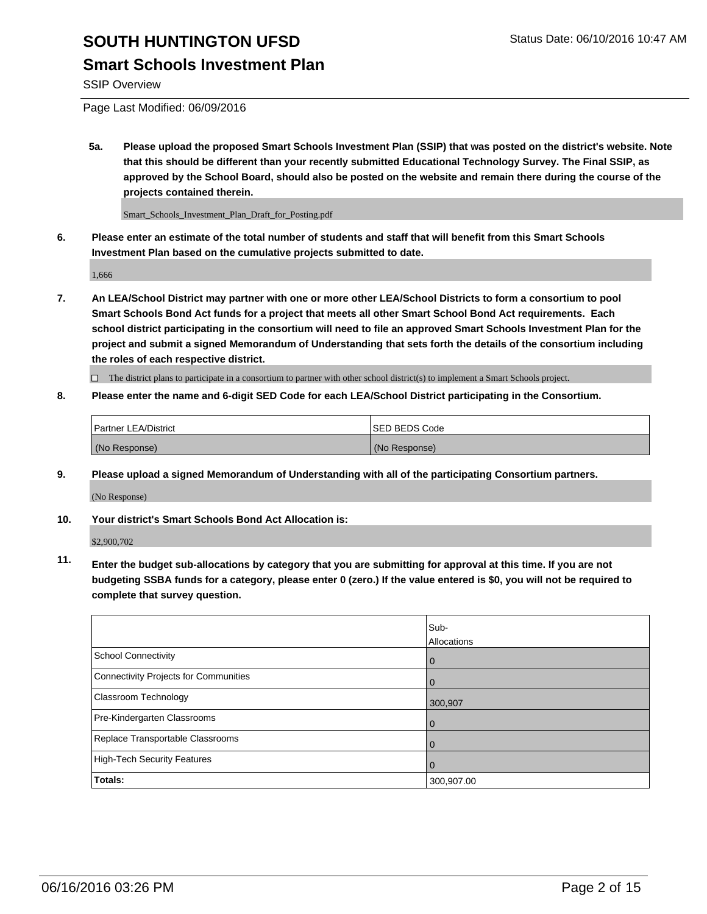# SOUTH HUNTINGTON UFSD

Status Date: 06/10/2016 10:47 AM

## Smart Schools Investment Plan

SSIP Overview

Page Last Modified: 06/09/2016

**5a. Please upload the proposed Smart Schools Investment Plan (SSIP) that was posted on the district's website. Note that this should be different than your recently submitted Educational Technology Survey. The Final SSIP, as approved by the School Board, should also be posted on the website and remain there during the course of the projects contained therein.**

Smart_Schools_Investment_Plan_Draft_for_Posting.pdf

**6. Please enter an estimate of the total number of students and staff that will benefit from this Smart Schools Investment Plan based on the cumulative projects submitted to date.**

1,666

**7. An LEA/School District may partner with one or more other LEA/School Districts to form a consortium to pool Smart Schools Bond Act funds for a project that meets all other Smart School Bond Act requirements. Each school district participating in the consortium will need to file an approved Smart Schools Investment Plan for the project and submit a signed Memorandum of Understanding that sets forth the details of the consortium including the roles of each respective district.**

☐ The district plans to participate in a consortium to partner with other school district(s) to implement a Smart Schools project.

**8. Please enter the name and 6-digit SED Code for each LEA/School District participating in the Consortium.**

| Partner LEA/District | SED BEDS Code |
|---|---|
| (No Response) | (No Response) |

**9. Please upload a signed Memorandum of Understanding with all of the participating Consortium partners.**

(No Response)

**10. Your district's Smart Schools Bond Act Allocation is:**

$2,900,702

**11. Enter the budget sub-allocations by category that you are submitting for approval at this time. If you are not budgeting SSBA funds for a category, please enter 0 (zero.) If the value entered is $0, you will not be required to complete that survey question.**

| | Sub-Allocations |
|---|---|
| School Connectivity | 0 |
| Connectivity Projects for Communities | 0 |
| Classroom Technology | 300,907 |
| Pre-Kindergarten Classrooms | 0 |
| Replace Transportable Classrooms | 0 |
| High-Tech Security Features | 0 |
| **Totals:** | 300,907.00 |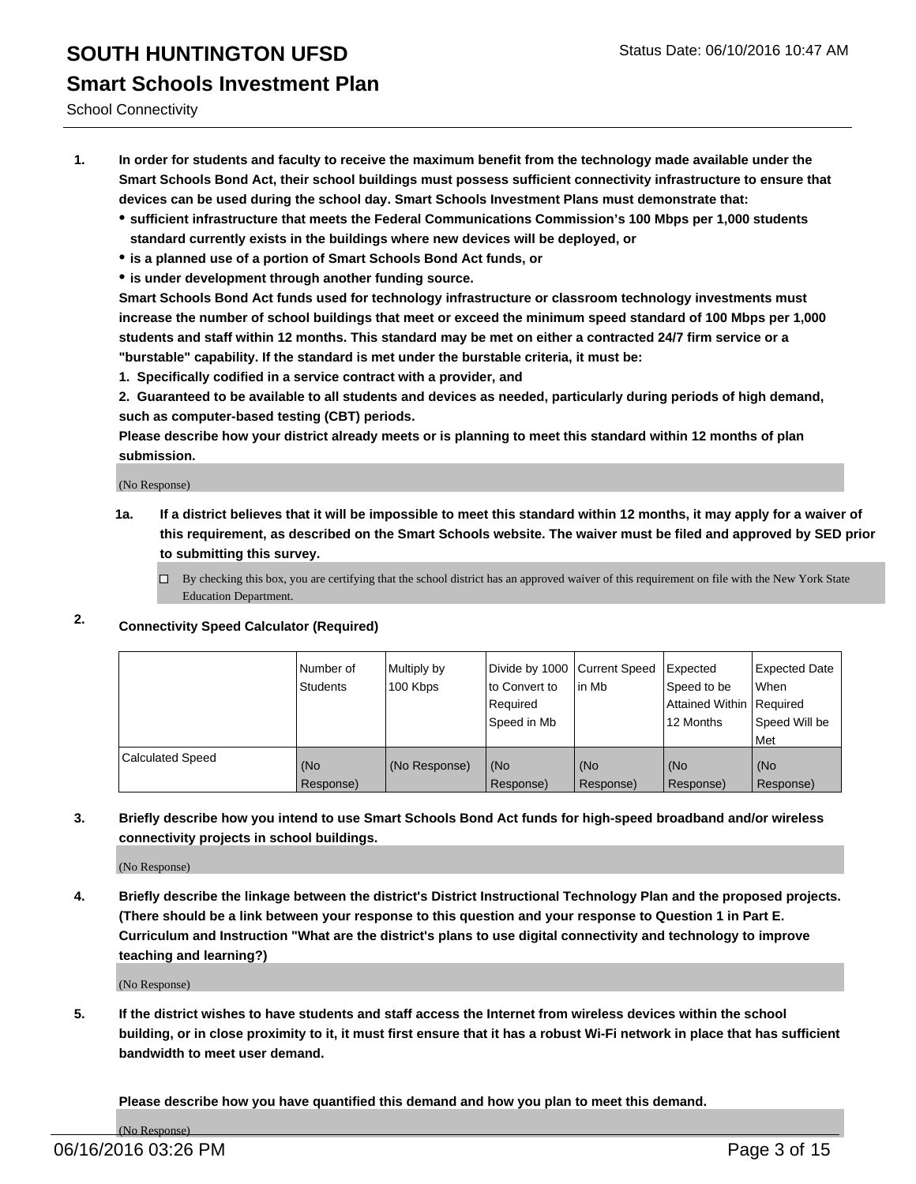# SOUTH HUNTINGTON UFSD

Status Date: 06/10/2016 10:47 AM

## Smart Schools Investment Plan

School Connectivity

1. **In order for students and faculty to receive the maximum benefit from the technology made available under the Smart Schools Bond Act, their school buildings must possess sufficient connectivity infrastructure to ensure that devices can be used during the school day. Smart Schools Investment Plans must demonstrate that:**
   - **sufficient infrastructure that meets the Federal Communications Commission's 100 Mbps per 1,000 students standard currently exists in the buildings where new devices will be deployed, or**
   - **is a planned use of a portion of Smart Schools Bond Act funds, or**
   - **is under development through another funding source.**

   **Smart Schools Bond Act funds used for technology infrastructure or classroom technology investments must increase the number of school buildings that meet or exceed the minimum speed standard of 100 Mbps per 1,000 students and staff within 12 months. This standard may be met on either a contracted 24/7 firm service or a "burstable" capability. If the standard is met under the burstable criteria, it must be:**

   **1. Specifically codified in a service contract with a provider, and**

   **2. Guaranteed to be available to all students and devices as needed, particularly during periods of high demand, such as computer-based testing (CBT) periods.**

   **Please describe how your district already meets or is planning to meet this standard within 12 months of plan submission.**

   (No Response)

   **1a. If a district believes that it will be impossible to meet this standard within 12 months, it may apply for a waiver of this requirement, as described on the Smart Schools website. The waiver must be filed and approved by SED prior to submitting this survey.**

   ☐ By checking this box, you are certifying that the school district has an approved waiver of this requirement on file with the New York State Education Department.

2. **Connectivity Speed Calculator (Required)**

| | Number of Students | Multiply by 100 Kbps | Divide by 1000 to Convert to Required Speed in Mb | Current Speed in Mb | Expected Speed to be Attained Within 12 Months | Expected Date When Required Speed Will be Met |
|---|---|---|---|---|---|---|
| Calculated Speed | (No Response) | (No Response) | (No Response) | (No Response) | (No Response) | (No Response) |

3. **Briefly describe how you intend to use Smart Schools Bond Act funds for high-speed broadband and/or wireless connectivity projects in school buildings.**

   (No Response)

4. **Briefly describe the linkage between the district's District Instructional Technology Plan and the proposed projects. (There should be a link between your response to this question and your response to Question 1 in Part E. Curriculum and Instruction "What are the district's plans to use digital connectivity and technology to improve teaching and learning?)**

   (No Response)

5. **If the district wishes to have students and staff access the Internet from wireless devices within the school building, or in close proximity to it, it must first ensure that it has a robust Wi-Fi network in place that has sufficient bandwidth to meet user demand.**

   **Please describe how you have quantified this demand and how you plan to meet this demand.**

   (No Response)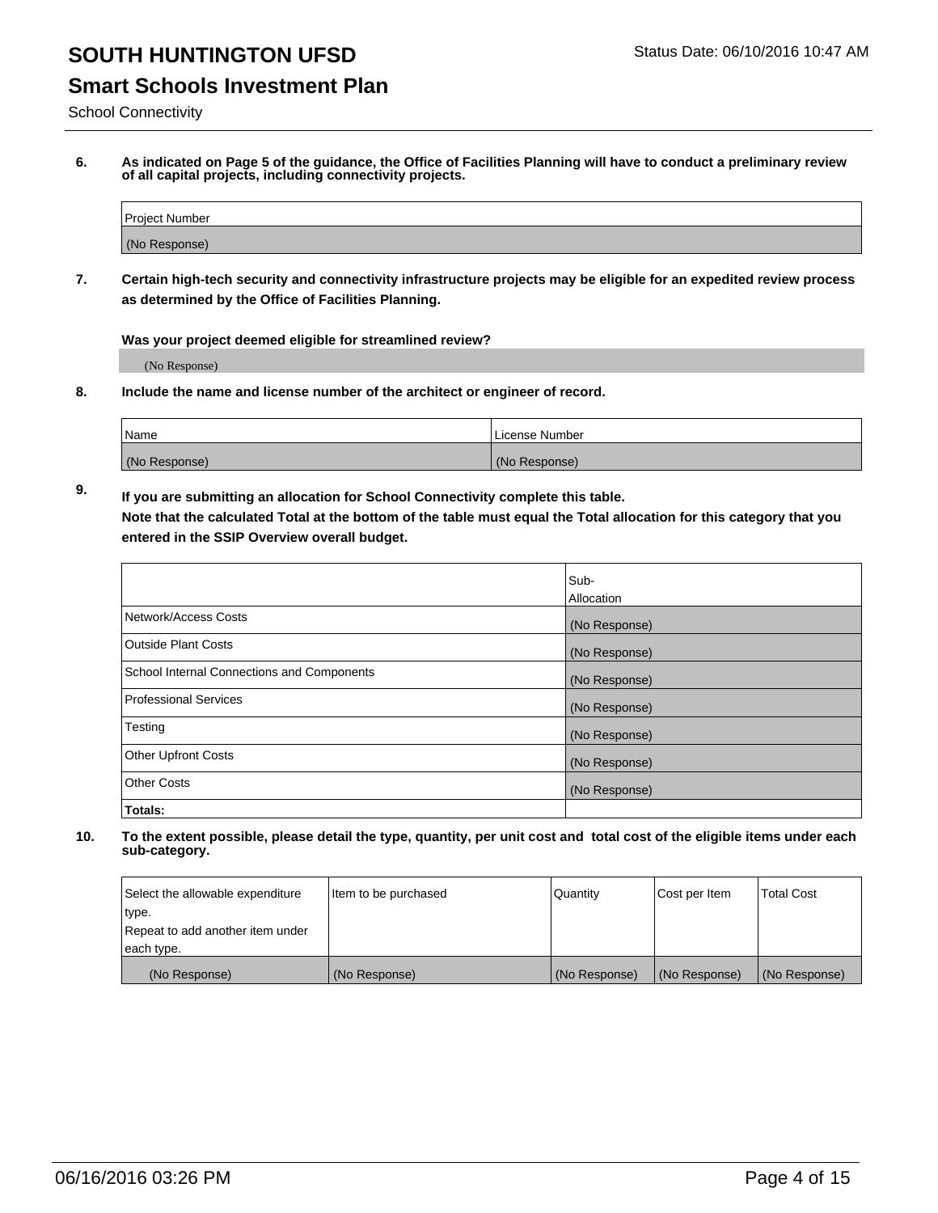# SOUTH HUNTINGTON UFSD

Status Date: 06/10/2016 10:47 AM

## Smart Schools Investment Plan

School Connectivity

**6. As indicated on Page 5 of the guidance, the Office of Facilities Planning will have to conduct a preliminary review of all capital projects, including connectivity projects.**

| Project Number |
| --- |
| (No Response) |

**7. Certain high-tech security and connectivity infrastructure projects may be eligible for an expedited review process as determined by the Office of Facilities Planning.**

**Was your project deemed eligible for streamlined review?**

(No Response)

**8. Include the name and license number of the architect or engineer of record.**

| Name | License Number |
| --- | --- |
| (No Response) | (No Response) |

**9. If you are submitting an allocation for School Connectivity complete this table. Note that the calculated Total at the bottom of the table must equal the Total allocation for this category that you entered in the SSIP Overview overall budget.**

| | Sub-Allocation |
| --- | --- |
| Network/Access Costs | (No Response) |
| Outside Plant Costs | (No Response) |
| School Internal Connections and Components | (No Response) |
| Professional Services | (No Response) |
| Testing | (No Response) |
| Other Upfront Costs | (No Response) |
| Other Costs | (No Response) |
| **Totals:** | |

**10. To the extent possible, please detail the type, quantity, per unit cost and total cost of the eligible items under each sub-category.**

| Select the allowable expenditure type. Repeat to add another item under each type. | Item to be purchased | Quantity | Cost per Item | Total Cost |
| --- | --- | --- | --- | --- |
| (No Response) | (No Response) | (No Response) | (No Response) | (No Response) |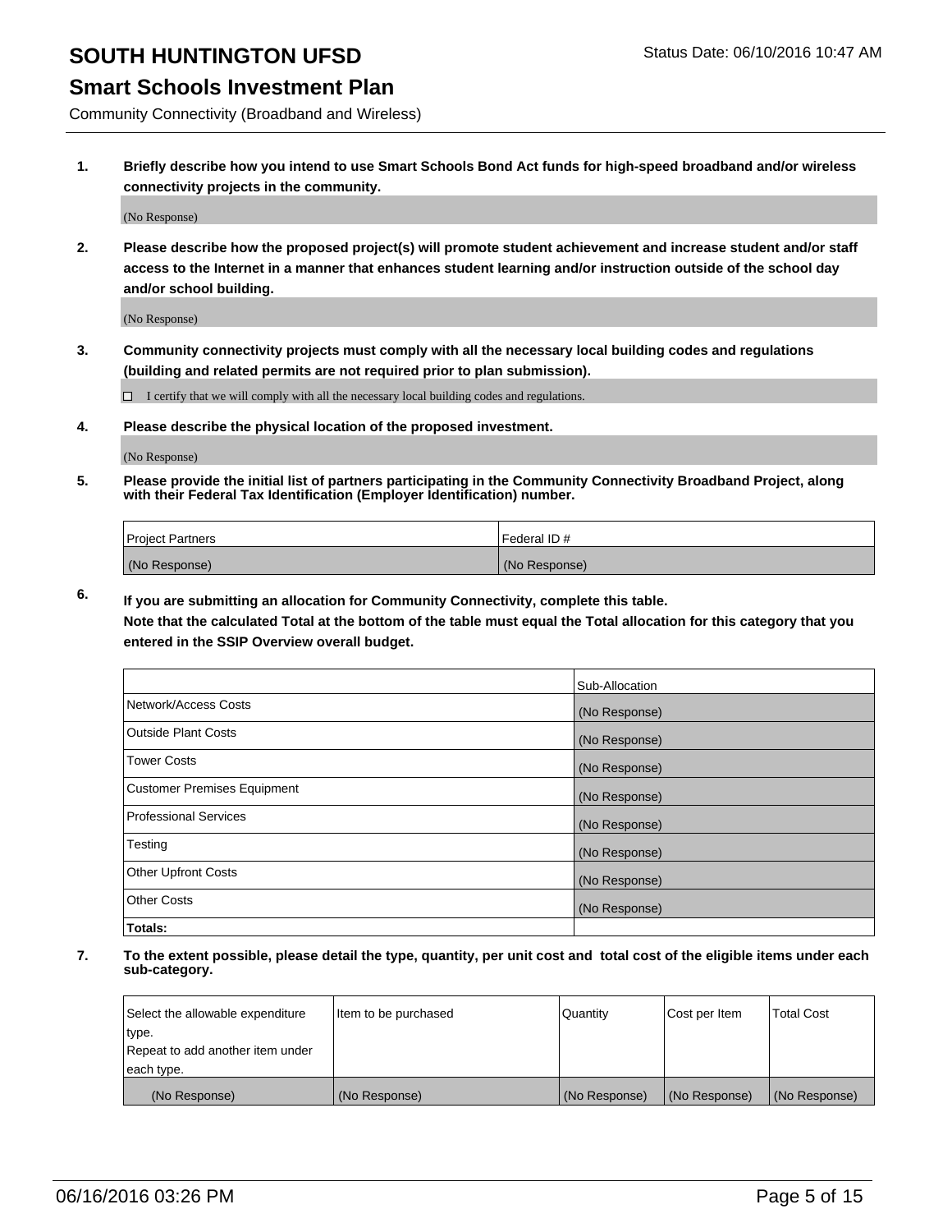# SOUTH HUNTINGTON UFSD

Status Date: 06/10/2016 10:47 AM

## Smart Schools Investment Plan

Community Connectivity (Broadband and Wireless)

**1. Briefly describe how you intend to use Smart Schools Bond Act funds for high-speed broadband and/or wireless connectivity projects in the community.**

(No Response)

**2. Please describe how the proposed project(s) will promote student achievement and increase student and/or staff access to the Internet in a manner that enhances student learning and/or instruction outside of the school day and/or school building.**

(No Response)

**3. Community connectivity projects must comply with all the necessary local building codes and regulations (building and related permits are not required prior to plan submission).**

☐ I certify that we will comply with all the necessary local building codes and regulations.

**4. Please describe the physical location of the proposed investment.**

(No Response)

**5. Please provide the initial list of partners participating in the Community Connectivity Broadband Project, along with their Federal Tax Identification (Employer Identification) number.**

| Project Partners | Federal ID # |
|---|---|
| (No Response) | (No Response) |

**6. If you are submitting an allocation for Community Connectivity, complete this table.**
**Note that the calculated Total at the bottom of the table must equal the Total allocation for this category that you entered in the SSIP Overview overall budget.**

| | Sub-Allocation |
|---|---|
| Network/Access Costs | (No Response) |
| Outside Plant Costs | (No Response) |
| Tower Costs | (No Response) |
| Customer Premises Equipment | (No Response) |
| Professional Services | (No Response) |
| Testing | (No Response) |
| Other Upfront Costs | (No Response) |
| Other Costs | (No Response) |
| **Totals:** | |

**7. To the extent possible, please detail the type, quantity, per unit cost and total cost of the eligible items under each sub-category.**

| Select the allowable expenditure type. Repeat to add another item under each type. | Item to be purchased | Quantity | Cost per Item | Total Cost |
|---|---|---|---|---|
| (No Response) | (No Response) | (No Response) | (No Response) | (No Response) |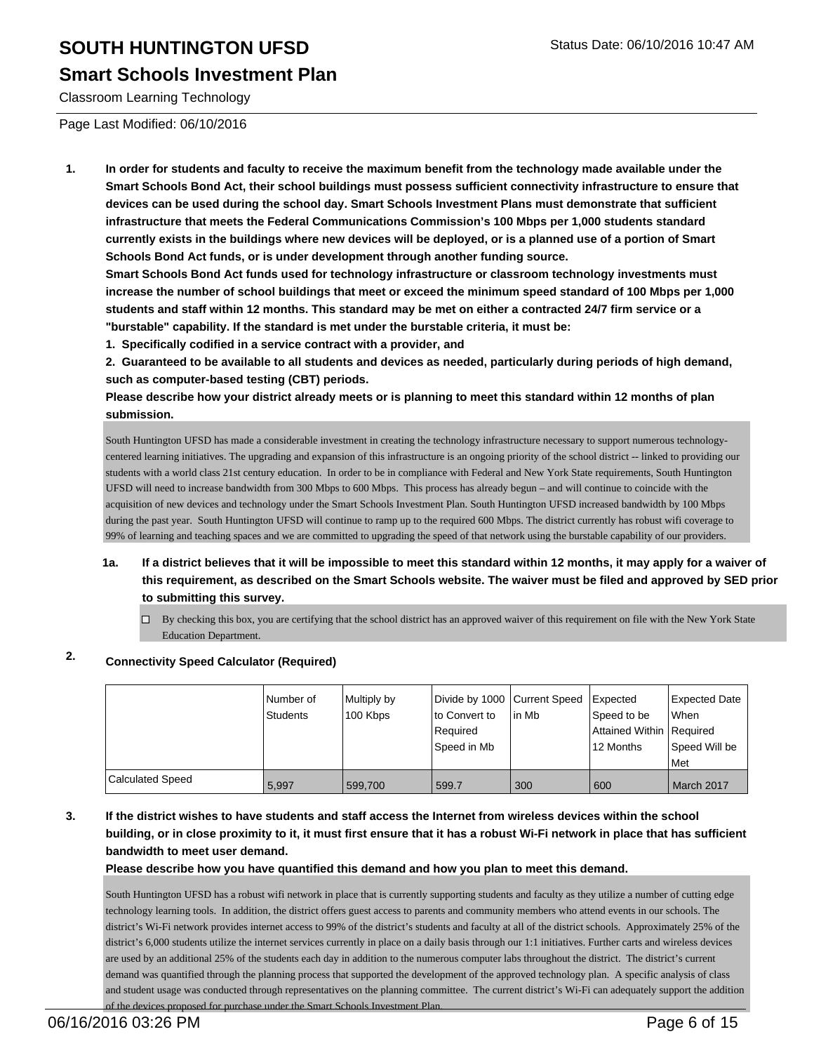# SOUTH HUNTINGTON UFSD

## Smart Schools Investment Plan

Classroom Learning Technology

Page Last Modified: 06/10/2016

**1. In order for students and faculty to receive the maximum benefit from the technology made available under the Smart Schools Bond Act, their school buildings must possess sufficient connectivity infrastructure to ensure that devices can be used during the school day. Smart Schools Investment Plans must demonstrate that sufficient infrastructure that meets the Federal Communications Commission's 100 Mbps per 1,000 students standard currently exists in the buildings where new devices will be deployed, or is a planned use of a portion of Smart Schools Bond Act funds, or is under development through another funding source.**

**Smart Schools Bond Act funds used for technology infrastructure or classroom technology investments must increase the number of school buildings that meet or exceed the minimum speed standard of 100 Mbps per 1,000 students and staff within 12 months. This standard may be met on either a contracted 24/7 firm service or a "burstable" capability. If the standard is met under the burstable criteria, it must be:**

**1. Specifically codified in a service contract with a provider, and**

**2. Guaranteed to be available to all students and devices as needed, particularly during periods of high demand, such as computer-based testing (CBT) periods.**

**Please describe how your district already meets or is planning to meet this standard within 12 months of plan submission.**

South Huntington UFSD has made a considerable investment in creating the technology infrastructure necessary to support numerous technology-centered learning initiatives. The upgrading and expansion of this infrastructure is an ongoing priority of the school district -- linked to providing our students with a world class 21st century education. In order to be in compliance with Federal and New York State requirements, South Huntington UFSD will need to increase bandwidth from 300 Mbps to 600 Mbps. This process has already begun – and will continue to coincide with the acquisition of new devices and technology under the Smart Schools Investment Plan. South Huntington UFSD increased bandwidth by 100 Mbps during the past year. South Huntington UFSD will continue to ramp up to the required 600 Mbps. The district currently has robust wifi coverage to 99% of learning and teaching spaces and we are committed to upgrading the speed of that network using the burstable capability of our providers.

**1a. If a district believes that it will be impossible to meet this standard within 12 months, it may apply for a waiver of this requirement, as described on the Smart Schools website. The waiver must be filed and approved by SED prior to submitting this survey.**

☐ By checking this box, you are certifying that the school district has an approved waiver of this requirement on file with the New York State Education Department.

**2. Connectivity Speed Calculator (Required)**

| | Number of Students | Multiply by 100 Kbps | Divide by 1000 to Convert to Required Speed in Mb | Current Speed in Mb | Expected Speed to be Attained Within 12 Months | Expected Date When Required Speed Will be Met |
|---|---|---|---|---|---|---|
| Calculated Speed | 5,997 | 599,700 | 599.7 | 300 | 600 | March 2017 |

**3. If the district wishes to have students and staff access the Internet from wireless devices within the school building, or in close proximity to it, it must first ensure that it has a robust Wi-Fi network in place that has sufficient bandwidth to meet user demand.**

**Please describe how you have quantified this demand and how you plan to meet this demand.**

South Huntington UFSD has a robust wifi network in place that is currently supporting students and faculty as they utilize a number of cutting edge technology learning tools. In addition, the district offers guest access to parents and community members who attend events in our schools. The district's Wi-Fi network provides internet access to 99% of the district's students and faculty at all of the district schools. Approximately 25% of the district's 6,000 students utilize the internet services currently in place on a daily basis through our 1:1 initiatives. Further carts and wireless devices are used by an additional 25% of the students each day in addition to the numerous computer labs throughout the district. The district's current demand was quantified through the planning process that supported the development of the approved technology plan. A specific analysis of class and student usage was conducted through representatives on the planning committee. The current district's Wi-Fi can adequately support the addition of the devices proposed for purchase under the Smart Schools Investment Plan.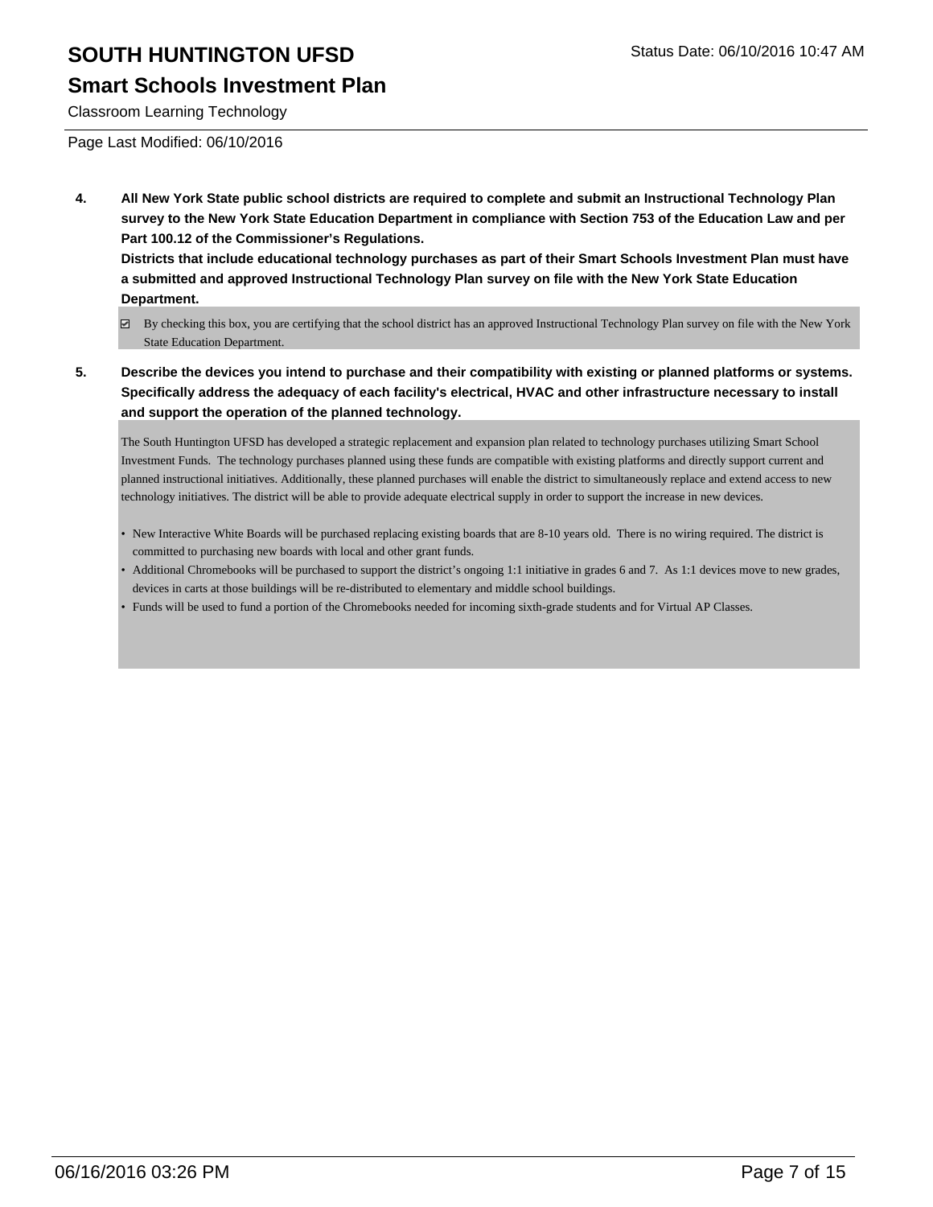**4. All New York State public school districts are required to complete and submit an Instructional Technology Plan survey to the New York State Education Department in compliance with Section 753 of the Education Law and per Part 100.12 of the Commissioner's Regulations.**

**Districts that include educational technology purchases as part of their Smart Schools Investment Plan must have a submitted and approved Instructional Technology Plan survey on file with the New York State Education Department.**

☑ By checking this box, you are certifying that the school district has an approved Instructional Technology Plan survey on file with the New York State Education Department.

**5. Describe the devices you intend to purchase and their compatibility with existing or planned platforms or systems. Specifically address the adequacy of each facility's electrical, HVAC and other infrastructure necessary to install and support the operation of the planned technology.**

The South Huntington UFSD has developed a strategic replacement and expansion plan related to technology purchases utilizing Smart School Investment Funds. The technology purchases planned using these funds are compatible with existing platforms and directly support current and planned instructional initiatives. Additionally, these planned purchases will enable the district to simultaneously replace and extend access to new technology initiatives. The district will be able to provide adequate electrical supply in order to support the increase in new devices.

- New Interactive White Boards will be purchased replacing existing boards that are 8-10 years old. There is no wiring required. The district is committed to purchasing new boards with local and other grant funds.
- Additional Chromebooks will be purchased to support the district's ongoing 1:1 initiative in grades 6 and 7. As 1:1 devices move to new grades, devices in carts at those buildings will be re-distributed to elementary and middle school buildings.
- Funds will be used to fund a portion of the Chromebooks needed for incoming sixth-grade students and for Virtual AP Classes.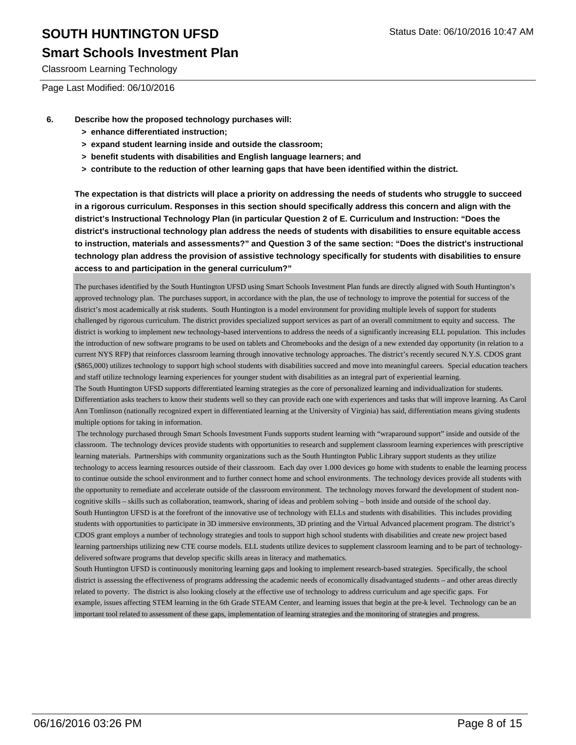# SOUTH HUNTINGTON UFSD

## Smart Schools Investment Plan

Classroom Learning Technology

Page Last Modified: 06/10/2016

**6. Describe how the proposed technology purchases will:**
- **> enhance differentiated instruction;**
- **> expand student learning inside and outside the classroom;**
- **> benefit students with disabilities and English language learners; and**
- **> contribute to the reduction of other learning gaps that have been identified within the district.**

**The expectation is that districts will place a priority on addressing the needs of students who struggle to succeed in a rigorous curriculum. Responses in this section should specifically address this concern and align with the district's Instructional Technology Plan (in particular Question 2 of E. Curriculum and Instruction: "Does the district's instructional technology plan address the needs of students with disabilities to ensure equitable access to instruction, materials and assessments?" and Question 3 of the same section: "Does the district's instructional technology plan address the provision of assistive technology specifically for students with disabilities to ensure access to and participation in the general curriculum?"**

The purchases identified by the South Huntington UFSD using Smart Schools Investment Plan funds are directly aligned with South Huntington's approved technology plan. The purchases support, in accordance with the plan, the use of technology to improve the potential for success of the district's most academically at risk students. South Huntington is a model environment for providing multiple levels of support for students challenged by rigorous curriculum. The district provides specialized support services as part of an overall commitment to equity and success. The district is working to implement new technology-based interventions to address the needs of a significantly increasing ELL population. This includes the introduction of new software programs to be used on tablets and Chromebooks and the design of a new extended day opportunity (in relation to a current NYS RFP) that reinforces classroom learning through innovative technology approaches. The district's recently secured N.Y.S. CDOS grant ($865,000) utilizes technology to support high school students with disabilities succeed and move into meaningful careers. Special education teachers and staff utilize technology learning experiences for younger student with disabilities as an integral part of experiential learning.

The South Huntington UFSD supports differentiated learning strategies as the core of personalized learning and individualization for students. Differentiation asks teachers to know their students well so they can provide each one with experiences and tasks that will improve learning. As Carol Ann Tomlinson (nationally recognized expert in differentiated learning at the University of Virginia) has said, differentiation means giving students multiple options for taking in information.

The technology purchased through Smart Schools Investment Funds supports student learning with "wraparound support" inside and outside of the classroom. The technology devices provide students with opportunities to research and supplement classroom learning experiences with prescriptive learning materials. Partnerships with community organizations such as the South Huntington Public Library support students as they utilize technology to access learning resources outside of their classroom. Each day over 1.000 devices go home with students to enable the learning process to continue outside the school environment and to further connect home and school environments. The technology devices provide all students with the opportunity to remediate and accelerate outside of the classroom environment. The technology moves forward the development of student non-cognitive skills – skills such as collaboration, teamwork, sharing of ideas and problem solving – both inside and outside of the school day.

South Huntington UFSD is at the forefront of the innovative use of technology with ELLs and students with disabilities. This includes providing students with opportunities to participate in 3D immersive environments, 3D printing and the Virtual Advanced placement program. The district's CDOS grant employs a number of technology strategies and tools to support high school students with disabilities and create new project based learning partnerships utilizing new CTE course models. ELL students utilize devices to supplement classroom learning and to be part of technology-delivered software programs that develop specific skills areas in literacy and mathematics.

South Huntington UFSD is continuously monitoring learning gaps and looking to implement research-based strategies. Specifically, the school district is assessing the effectiveness of programs addressing the academic needs of economically disadvantaged students – and other areas directly related to poverty. The district is also looking closely at the effective use of technology to address curriculum and age specific gaps. For example, issues affecting STEM learning in the 6th Grade STEAM Center, and learning issues that begin at the pre-k level. Technology can be an important tool related to assessment of these gaps, implementation of learning strategies and the monitoring of strategies and progress.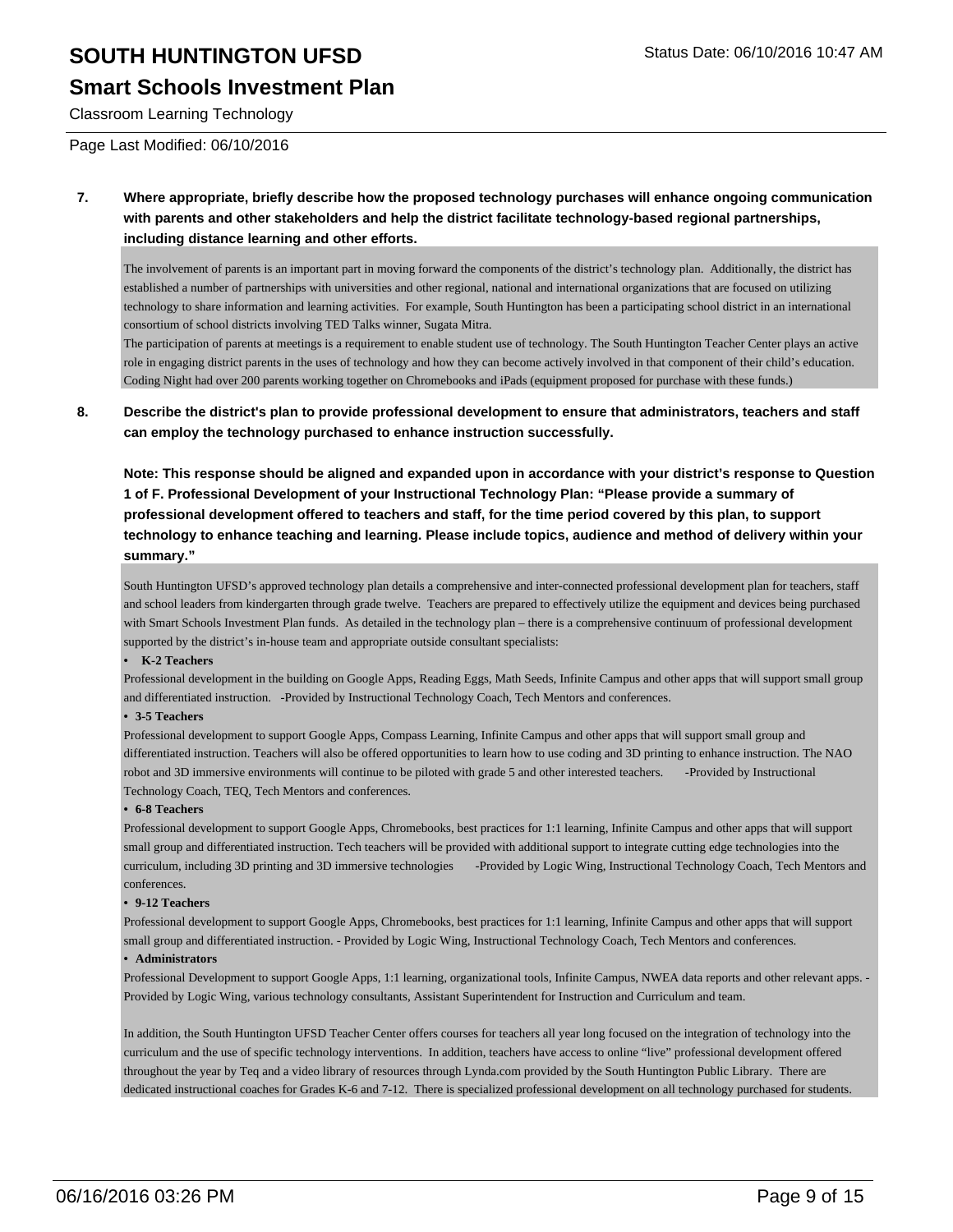# SOUTH HUNTINGTON UFSD

## Smart Schools Investment Plan

Classroom Learning Technology

Page Last Modified: 06/10/2016

**7. Where appropriate, briefly describe how the proposed technology purchases will enhance ongoing communication with parents and other stakeholders and help the district facilitate technology-based regional partnerships, including distance learning and other efforts.**

The involvement of parents is an important part in moving forward the components of the district's technology plan. Additionally, the district has established a number of partnerships with universities and other regional, national and international organizations that are focused on utilizing technology to share information and learning activities. For example, South Huntington has been a participating school district in an international consortium of school districts involving TED Talks winner, Sugata Mitra.
The participation of parents at meetings is a requirement to enable student use of technology. The South Huntington Teacher Center plays an active role in engaging district parents in the uses of technology and how they can become actively involved in that component of their child's education. Coding Night had over 200 parents working together on Chromebooks and iPads (equipment proposed for purchase with these funds.)

**8. Describe the district's plan to provide professional development to ensure that administrators, teachers and staff can employ the technology purchased to enhance instruction successfully.**

**Note: This response should be aligned and expanded upon in accordance with your district's response to Question 1 of F. Professional Development of your Instructional Technology Plan: "Please provide a summary of professional development offered to teachers and staff, for the time period covered by this plan, to support technology to enhance teaching and learning. Please include topics, audience and method of delivery within your summary."**

South Huntington UFSD's approved technology plan details a comprehensive and inter-connected professional development plan for teachers, staff and school leaders from kindergarten through grade twelve. Teachers are prepared to effectively utilize the equipment and devices being purchased with Smart Schools Investment Plan funds. As detailed in the technology plan – there is a comprehensive continuum of professional development supported by the district's in-house team and appropriate outside consultant specialists:

- **K-2 Teachers**

Professional development in the building on Google Apps, Reading Eggs, Math Seeds, Infinite Campus and other apps that will support small group and differentiated instruction. -Provided by Instructional Technology Coach, Tech Mentors and conferences.

- **3-5 Teachers**

Professional development to support Google Apps, Compass Learning, Infinite Campus and other apps that will support small group and differentiated instruction. Teachers will also be offered opportunities to learn how to use coding and 3D printing to enhance instruction. The NAO robot and 3D immersive environments will continue to be piloted with grade 5 and other interested teachers. -Provided by Instructional Technology Coach, TEQ, Tech Mentors and conferences.

- **6-8 Teachers**

Professional development to support Google Apps, Chromebooks, best practices for 1:1 learning, Infinite Campus and other apps that will support small group and differentiated instruction. Tech teachers will be provided with additional support to integrate cutting edge technologies into the curriculum, including 3D printing and 3D immersive technologies -Provided by Logic Wing, Instructional Technology Coach, Tech Mentors and conferences.

- **9-12 Teachers**

Professional development to support Google Apps, Chromebooks, best practices for 1:1 learning, Infinite Campus and other apps that will support small group and differentiated instruction. - Provided by Logic Wing, Instructional Technology Coach, Tech Mentors and conferences.

- **Administrators**

Professional Development to support Google Apps, 1:1 learning, organizational tools, Infinite Campus, NWEA data reports and other relevant apps. - Provided by Logic Wing, various technology consultants, Assistant Superintendent for Instruction and Curriculum and team.

In addition, the South Huntington UFSD Teacher Center offers courses for teachers all year long focused on the integration of technology into the curriculum and the use of specific technology interventions. In addition, teachers have access to online "live" professional development offered throughout the year by Teq and a video library of resources through Lynda.com provided by the South Huntington Public Library. There are dedicated instructional coaches for Grades K-6 and 7-12. There is specialized professional development on all technology purchased for students.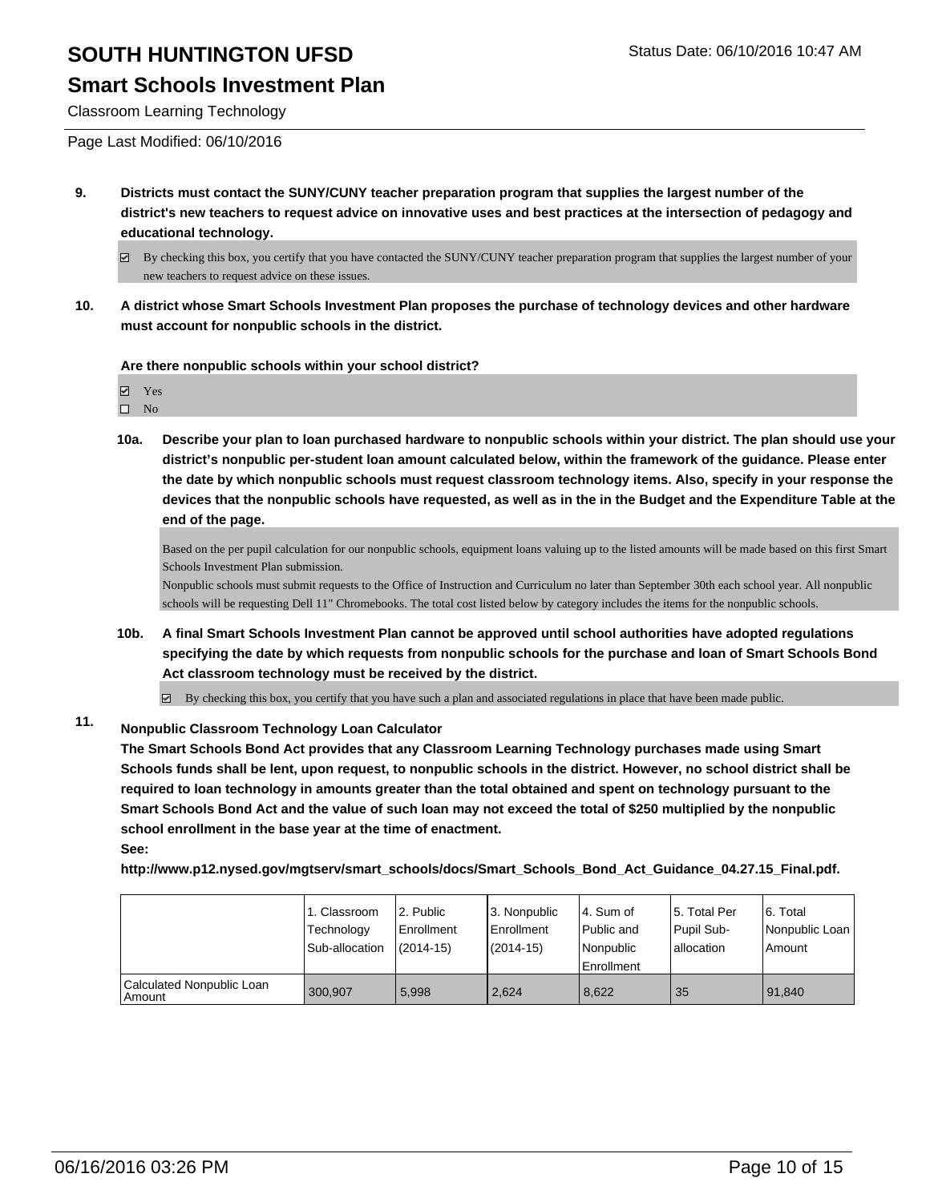# SOUTH HUNTINGTON UFSD

## Smart Schools Investment Plan

Classroom Learning Technology

Page Last Modified: 06/10/2016

**9. Districts must contact the SUNY/CUNY teacher preparation program that supplies the largest number of the district's new teachers to request advice on innovative uses and best practices at the intersection of pedagogy and educational technology.**

☑ By checking this box, you certify that you have contacted the SUNY/CUNY teacher preparation program that supplies the largest number of your new teachers to request advice on these issues.

**10. A district whose Smart Schools Investment Plan proposes the purchase of technology devices and other hardware must account for nonpublic schools in the district.**

**Are there nonpublic schools within your school district?**

☑ Yes
☐ No

**10a. Describe your plan to loan purchased hardware to nonpublic schools within your district. The plan should use your district's nonpublic per-student loan amount calculated below, within the framework of the guidance. Please enter the date by which nonpublic schools must request classroom technology items. Also, specify in your response the devices that the nonpublic schools have requested, as well as in the in the Budget and the Expenditure Table at the end of the page.**

Based on the per pupil calculation for our nonpublic schools, equipment loans valuing up to the listed amounts will be made based on this first Smart Schools Investment Plan submission.
Nonpublic schools must submit requests to the Office of Instruction and Curriculum no later than September 30th each school year. All nonpublic schools will be requesting Dell 11" Chromebooks. The total cost listed below by category includes the items for the nonpublic schools.

**10b. A final Smart Schools Investment Plan cannot be approved until school authorities have adopted regulations specifying the date by which requests from nonpublic schools for the purchase and loan of Smart Schools Bond Act classroom technology must be received by the district.**

☑ By checking this box, you certify that you have such a plan and associated regulations in place that have been made public.

**11. Nonpublic Classroom Technology Loan Calculator**
**The Smart Schools Bond Act provides that any Classroom Learning Technology purchases made using Smart Schools funds shall be lent, upon request, to nonpublic schools in the district. However, no school district shall be required to loan technology in amounts greater than the total obtained and spent on technology pursuant to the Smart Schools Bond Act and the value of such loan may not exceed the total of $250 multiplied by the nonpublic school enrollment in the base year at the time of enactment.**
**See:**
**http://www.p12.nysed.gov/mgtserv/smart_schools/docs/Smart_Schools_Bond_Act_Guidance_04.27.15_Final.pdf.**

| | 1. Classroom Technology Sub-allocation | 2. Public Enrollment (2014-15) | 3. Nonpublic Enrollment (2014-15) | 4. Sum of Public and Nonpublic Enrollment | 5. Total Per Pupil Sub-allocation | 6. Total Nonpublic Loan Amount |
|---|---|---|---|---|---|---|
| Calculated Nonpublic Loan Amount | 300,907 | 5,998 | 2,624 | 8,622 | 35 | 91,840 |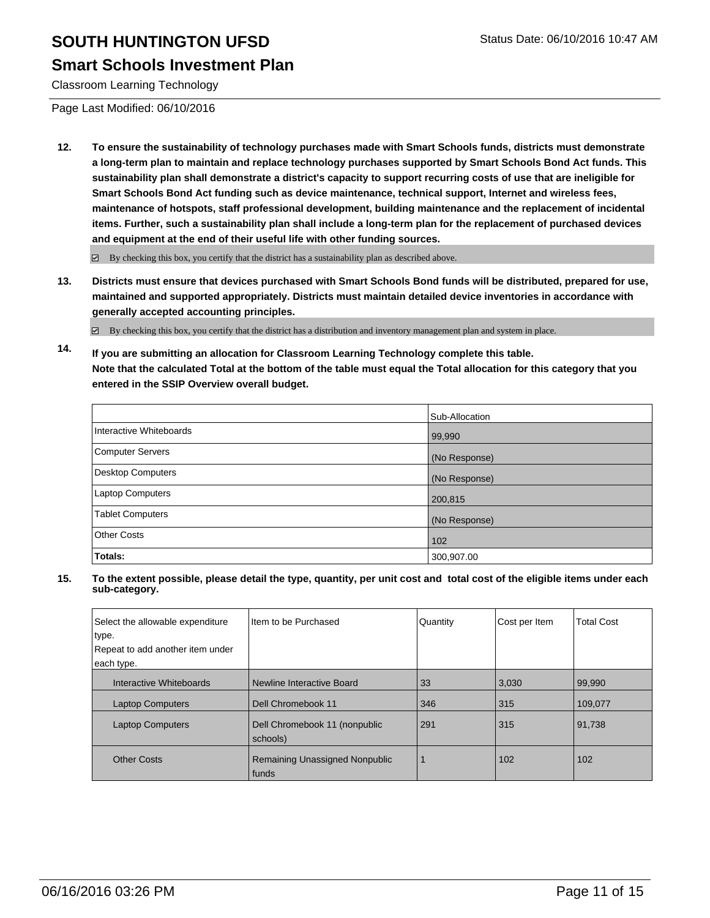# SOUTH HUNTINGTON UFSD

Status Date: 06/10/2016 10:47 AM

## Smart Schools Investment Plan

Classroom Learning Technology

Page Last Modified: 06/10/2016

**12. To ensure the sustainability of technology purchases made with Smart Schools funds, districts must demonstrate a long-term plan to maintain and replace technology purchases supported by Smart Schools Bond Act funds. This sustainability plan shall demonstrate a district's capacity to support recurring costs of use that are ineligible for Smart Schools Bond Act funding such as device maintenance, technical support, Internet and wireless fees, maintenance of hotspots, staff professional development, building maintenance and the replacement of incidental items. Further, such a sustainability plan shall include a long-term plan for the replacement of purchased devices and equipment at the end of their useful life with other funding sources.**

☑ By checking this box, you certify that the district has a sustainability plan as described above.

**13. Districts must ensure that devices purchased with Smart Schools Bond funds will be distributed, prepared for use, maintained and supported appropriately. Districts must maintain detailed device inventories in accordance with generally accepted accounting principles.**

☑ By checking this box, you certify that the district has a distribution and inventory management plan and system in place.

**14. If you are submitting an allocation for Classroom Learning Technology complete this table. Note that the calculated Total at the bottom of the table must equal the Total allocation for this category that you entered in the SSIP Overview overall budget.**

| | Sub-Allocation |
|---|---|
| Interactive Whiteboards | 99,990 |
| Computer Servers | (No Response) |
| Desktop Computers | (No Response) |
| Laptop Computers | 200,815 |
| Tablet Computers | (No Response) |
| Other Costs | 102 |
| **Totals:** | 300,907.00 |

**15. To the extent possible, please detail the type, quantity, per unit cost and total cost of the eligible items under each sub-category.**

| Select the allowable expenditure type. Repeat to add another item under each type. | Item to be Purchased | Quantity | Cost per Item | Total Cost |
|---|---|---|---|---|
| Interactive Whiteboards | Newline Interactive Board | 33 | 3,030 | 99,990 |
| Laptop Computers | Dell Chromebook 11 | 346 | 315 | 109,077 |
| Laptop Computers | Dell Chromebook 11 (nonpublic schools) | 291 | 315 | 91,738 |
| Other Costs | Remaining Unassigned Nonpublic funds | 1 | 102 | 102 |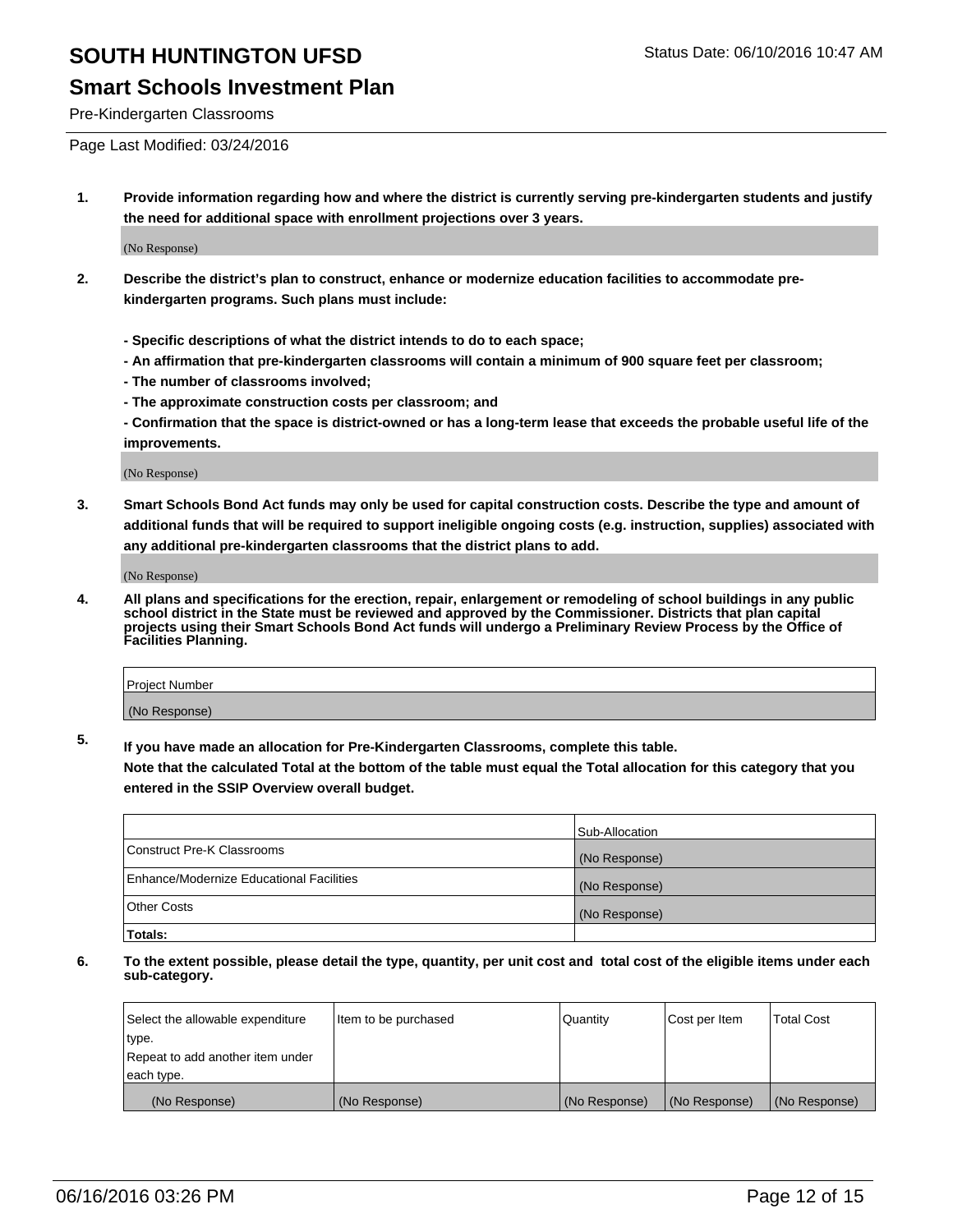# SOUTH HUNTINGTON UFSD

Status Date: 06/10/2016 10:47 AM

## Smart Schools Investment Plan

Pre-Kindergarten Classrooms

Page Last Modified: 03/24/2016

**1. Provide information regarding how and where the district is currently serving pre-kindergarten students and justify the need for additional space with enrollment projections over 3 years.**

(No Response)

**2. Describe the district's plan to construct, enhance or modernize education facilities to accommodate pre-kindergarten programs. Such plans must include:**

**- Specific descriptions of what the district intends to do to each space;**
**- An affirmation that pre-kindergarten classrooms will contain a minimum of 900 square feet per classroom;**
**- The number of classrooms involved;**
**- The approximate construction costs per classroom; and**
**- Confirmation that the space is district-owned or has a long-term lease that exceeds the probable useful life of the improvements.**

(No Response)

**3. Smart Schools Bond Act funds may only be used for capital construction costs. Describe the type and amount of additional funds that will be required to support ineligible ongoing costs (e.g. instruction, supplies) associated with any additional pre-kindergarten classrooms that the district plans to add.**

(No Response)

**4. All plans and specifications for the erection, repair, enlargement or remodeling of school buildings in any public school district in the State must be reviewed and approved by the Commissioner. Districts that plan capital projects using their Smart Schools Bond Act funds will undergo a Preliminary Review Process by the Office of Facilities Planning.**

| Project Number |
|---|
| (No Response) |

**5. If you have made an allocation for Pre-Kindergarten Classrooms, complete this table.**
**Note that the calculated Total at the bottom of the table must equal the Total allocation for this category that you entered in the SSIP Overview overall budget.**

| | Sub-Allocation |
|---|---|
| Construct Pre-K Classrooms | (No Response) |
| Enhance/Modernize Educational Facilities | (No Response) |
| Other Costs | (No Response) |
| **Totals:** | |

**6. To the extent possible, please detail the type, quantity, per unit cost and total cost of the eligible items under each sub-category.**

| Select the allowable expenditure type. Repeat to add another item under each type. | Item to be purchased | Quantity | Cost per Item | Total Cost |
|---|---|---|---|---|
| (No Response) | (No Response) | (No Response) | (No Response) | (No Response) |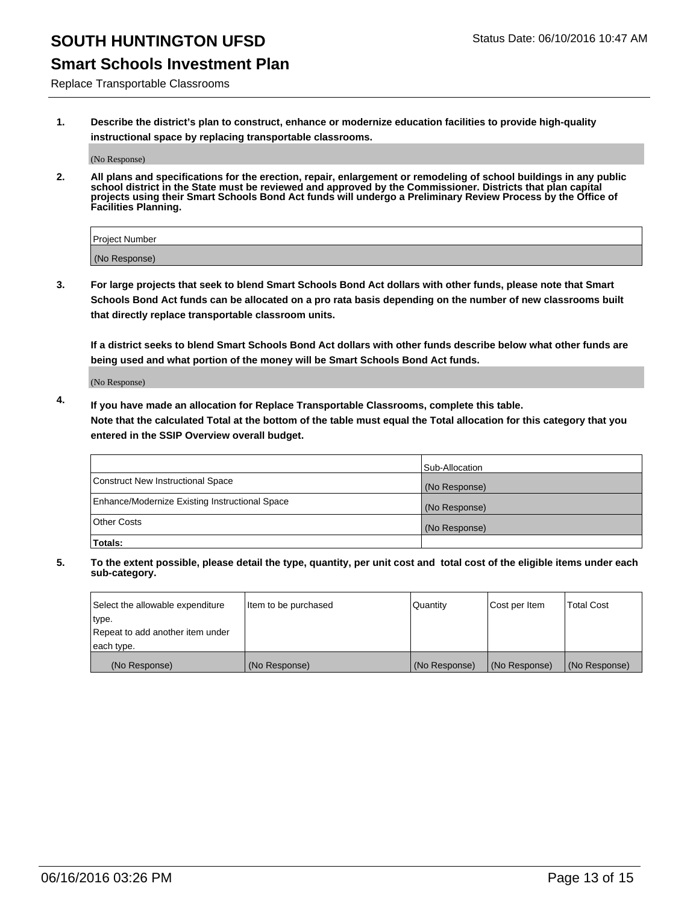# SOUTH HUNTINGTON UFSD

## Smart Schools Investment Plan

Replace Transportable Classrooms

**1. Describe the district's plan to construct, enhance or modernize education facilities to provide high-quality instructional space by replacing transportable classrooms.**

(No Response)

**2. All plans and specifications for the erection, repair, enlargement or remodeling of school buildings in any public school district in the State must be reviewed and approved by the Commissioner. Districts that plan capital projects using their Smart Schools Bond Act funds will undergo a Preliminary Review Process by the Office of Facilities Planning.**

| Project Number |
|---|
| (No Response) |

**3. For large projects that seek to blend Smart Schools Bond Act dollars with other funds, please note that Smart Schools Bond Act funds can be allocated on a pro rata basis depending on the number of new classrooms built that directly replace transportable classroom units.**

**If a district seeks to blend Smart Schools Bond Act dollars with other funds describe below what other funds are being used and what portion of the money will be Smart Schools Bond Act funds.**

(No Response)

**4. If you have made an allocation for Replace Transportable Classrooms, complete this table. Note that the calculated Total at the bottom of the table must equal the Total allocation for this category that you entered in the SSIP Overview overall budget.**

| | Sub-Allocation |
|---|---|
| Construct New Instructional Space | (No Response) |
| Enhance/Modernize Existing Instructional Space | (No Response) |
| Other Costs | (No Response) |
| **Totals:** | |

**5. To the extent possible, please detail the type, quantity, per unit cost and total cost of the eligible items under each sub-category.**

| Select the allowable expenditure type. Repeat to add another item under each type. | Item to be purchased | Quantity | Cost per Item | Total Cost |
|---|---|---|---|---|
| (No Response) | (No Response) | (No Response) | (No Response) | (No Response) |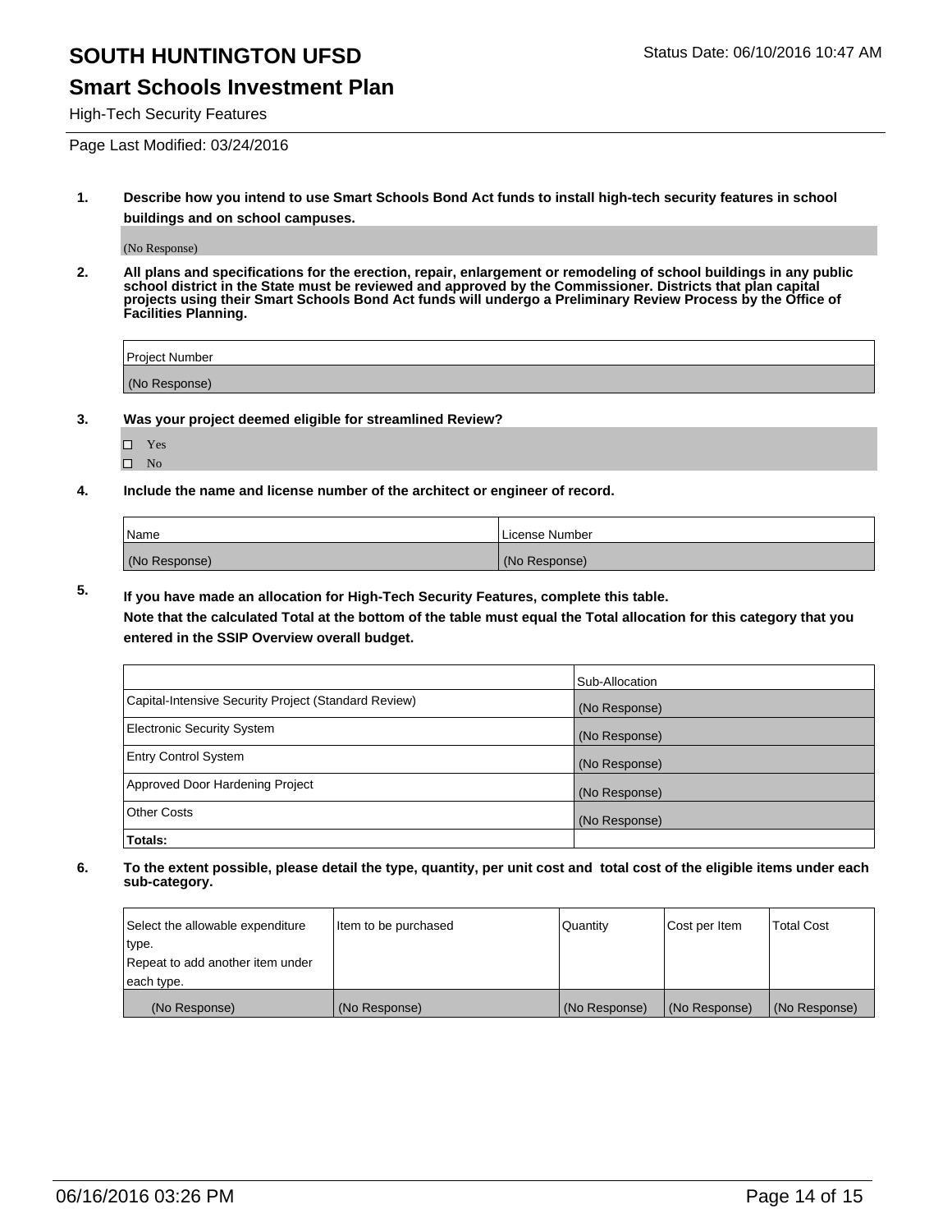# SOUTH HUNTINGTON UFSD

Status Date: 06/10/2016 10:47 AM

## Smart Schools Investment Plan

High-Tech Security Features

Page Last Modified: 03/24/2016

**1. Describe how you intend to use Smart Schools Bond Act funds to install high-tech security features in school buildings and on school campuses.**

(No Response)

**2. All plans and specifications for the erection, repair, enlargement or remodeling of school buildings in any public school district in the State must be reviewed and approved by the Commissioner. Districts that plan capital projects using their Smart Schools Bond Act funds will undergo a Preliminary Review Process by the Office of Facilities Planning.**

| Project Number |
|---|
| (No Response) |

**3. Was your project deemed eligible for streamlined Review?**

- ☐ Yes
- ☐ No

**4. Include the name and license number of the architect or engineer of record.**

| Name | License Number |
|---|---|
| (No Response) | (No Response) |

**5. If you have made an allocation for High-Tech Security Features, complete this table.**
**Note that the calculated Total at the bottom of the table must equal the Total allocation for this category that you entered in the SSIP Overview overall budget.**

| | Sub-Allocation |
|---|---|
| Capital-Intensive Security Project (Standard Review) | (No Response) |
| Electronic Security System | (No Response) |
| Entry Control System | (No Response) |
| Approved Door Hardening Project | (No Response) |
| Other Costs | (No Response) |
| **Totals:** | |

**6. To the extent possible, please detail the type, quantity, per unit cost and total cost of the eligible items under each sub-category.**

| Select the allowable expenditure type. Repeat to add another item under each type. | Item to be purchased | Quantity | Cost per Item | Total Cost |
|---|---|---|---|---|
| (No Response) | (No Response) | (No Response) | (No Response) | (No Response) |